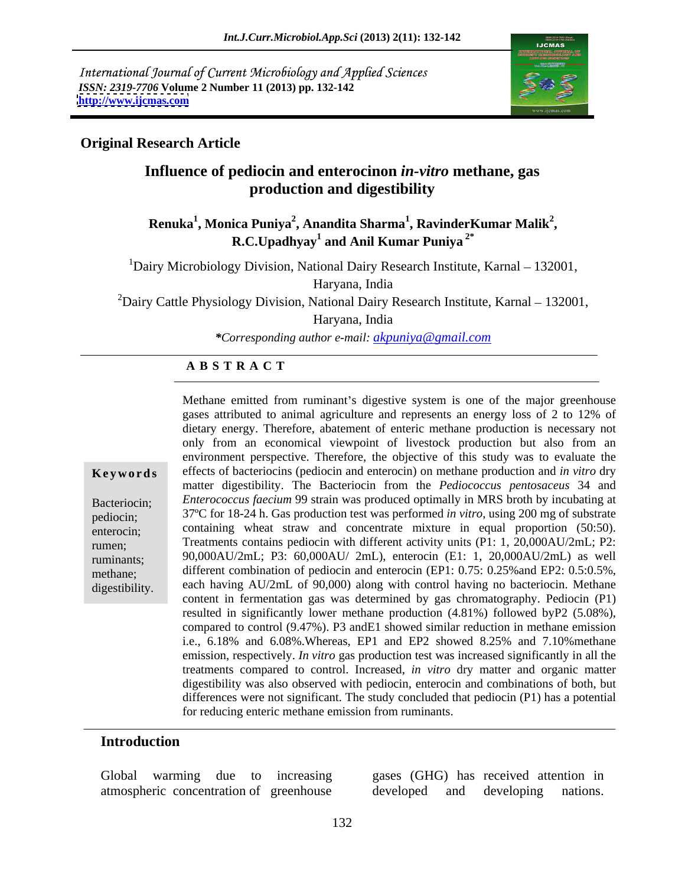International Journal of Current Microbiology and Applied Sciences
*ISSN: 2319-7706* **Volume 2 Number 11 (2013) pp. 132-142**
**http://www.ijcmas.com**

**Original Research Article**

# Influence of pediocin and enterocinon *in-vitro* methane, gas production and digestibility

**Renuka[1], Monica Puniya[2], Anandita Sharma[1], RavinderKumar Malik[2], R.C.Upadhyay[1] and Anil Kumar Puniya [2*]**

[1]Dairy Microbiology Division, National Dairy Research Institute, Karnal – 132001, Haryana, India

[2]Dairy Cattle Physiology Division, National Dairy Research Institute, Karnal – 132001, Haryana, India

*\*Corresponding author e-mail: akpuniya@gmail.com*

## A B S T R A C T

**Keywords**

Bacteriocin; pediocin; enterocin; rumen; ruminants; methane; digestibility.

Methane emitted from ruminant's digestive system is one of the major greenhouse gases attributed to animal agriculture and represents an energy loss of 2 to 12% of dietary energy. Therefore, abatement of enteric methane production is necessary not only from an economical viewpoint of livestock production but also from an environment perspective. Therefore, the objective of this study was to evaluate the effects of bacteriocins (pediocin and enterocin) on methane production and *in vitro* dry matter digestibility. The Bacteriocin from the *Pediococcus pentosaceus* 34 and *Enterococcus faecium* 99 strain was produced optimally in MRS broth by incubating at 37ºC for 18-24 h. Gas production test was performed *in vitro*, using 200 mg of substrate containing wheat straw and concentrate mixture in equal proportion (50:50). Treatments contains pediocin with different activity units (P1: 1, 20,000AU/2mL; P2: 90,000AU/2mL; P3: 60,000AU/ 2mL), enterocin (E1: 1, 20,000AU/2mL) as well different combination of pediocin and enterocin (EP1: 0.75: 0.25%and EP2: 0.5:0.5%, each having AU/2mL of 90,000) along with control having no bacteriocin. Methane content in fermentation gas was determined by gas chromatography. Pediocin (P1) resulted in significantly lower methane production (4.81%) followed byP2 (5.08%), compared to control (9.47%). P3 andE1 showed similar reduction in methane emission i.e., 6.18% and 6.08%.Whereas, EP1 and EP2 showed 8.25% and 7.10%methane emission, respectively. *In vitro* gas production test was increased significantly in all the treatments compared to control. Increased, *in vitro* dry matter and organic matter digestibility was also observed with pediocin, enterocin and combinations of both, but differences were not significant. The study concluded that pediocin (P1) has a potential for reducing enteric methane emission from ruminants.

## Introduction

Global warming due to increasing atmospheric concentration of greenhouse gases (GHG) has received attention in developed and developing nations.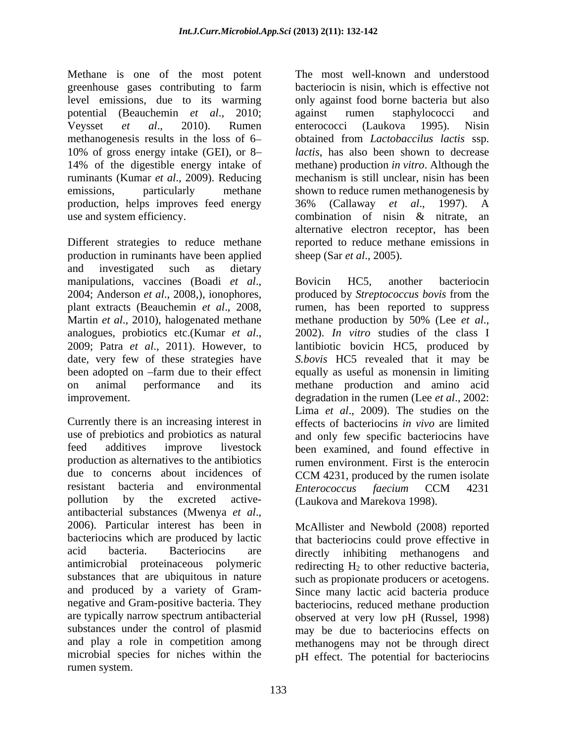Methane is one of the most potent greenhouse gases contributing to farm level emissions, due to its warming potential (Beauchemin *et al*., 2010; Veysset *et al*., 2010). Rumen methanogenesis results in the loss of 6–10% of gross energy intake (GEI), or 8–14% of the digestible energy intake of ruminants (Kumar *et al*., 2009). Reducing emissions, particularly methane production, helps improves feed energy use and system efficiency.

Different strategies to reduce methane production in ruminants have been applied and investigated such as dietary manipulations, vaccines (Boadi *et al*., 2004; Anderson *et al*., 2008,), ionophores, plant extracts (Beauchemin *et al*., 2008, Martin *et al*., 2010), halogenated methane analogues, probiotics etc.(Kumar *et al*., 2009; Patra *et al*., 2011). However, to date, very few of these strategies have been adopted on –farm due to their effect on animal performance and its improvement.

Currently there is an increasing interest in use of prebiotics and probiotics as natural feed additives improve livestock production as alternatives to the antibiotics due to concerns about incidences of resistant bacteria and environmental pollution by the excreted active-antibacterial substances (Mwenya *et al*., 2006). Particular interest has been in bacteriocins which are produced by lactic acid bacteria. Bacteriocins are antimicrobial proteinaceous polymeric substances that are ubiquitous in nature and produced by a variety of Gram-negative and Gram-positive bacteria. They are typically narrow spectrum antibacterial substances under the control of plasmid and play a role in competition among microbial species for niches within the rumen system.

The most well-known and understood bacteriocin is nisin, which is effective not only against food borne bacteria but also against rumen staphylococci and enterococci (Laukova 1995). Nisin obtained from *Lactobaccilus lactis* ssp. *lactis*, has also been shown to decrease methane) production *in vitro*. Although the mechanism is still unclear, nisin has been shown to reduce rumen methanogenesis by 36% (Callaway *et al*., 1997). A combination of nisin & nitrate, an alternative electron receptor, has been reported to reduce methane emissions in sheep (Sar *et al*., 2005).

Bovicin HC5, another bacteriocin produced by *Streptococcus bovis* from the rumen, has been reported to suppress methane production by 50% (Lee *et al*., 2002). *In vitro* studies of the class I lantibiotic bovicin HC5, produced by *S.bovis* HC5 revealed that it may be equally as useful as monensin in limiting methane production and amino acid degradation in the rumen (Lee *et al*., 2002: Lima *et al*., 2009). The studies on the effects of bacteriocins *in vivo* are limited and only few specific bacteriocins have been examined, and found effective in rumen environment. First is the enterocin CCM 4231, produced by the rumen isolate *Enterococcus faecium* CCM 4231 (Laukova and Marekova 1998).

McAllister and Newbold (2008) reported that bacteriocins could prove effective in directly inhibiting methanogens and redirecting $H_2$ to other reductive bacteria, such as propionate producers or acetogens. Since many lactic acid bacteria produce bacteriocins, reduced methane production observed at very low pH (Russel, 1998) may be due to bacteriocins effects on methanogens may not be through direct pH effect. The potential for bacteriocins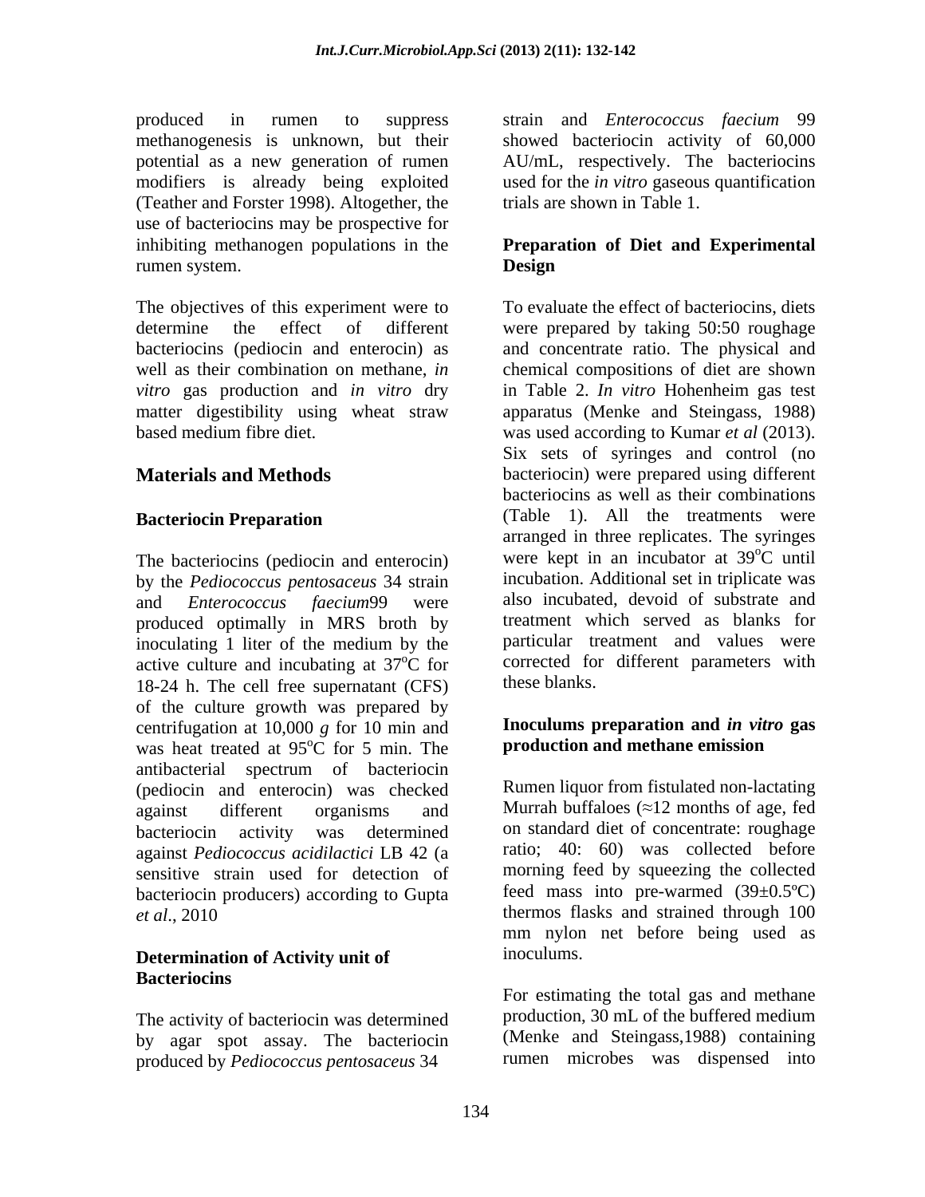produced in rumen to suppress methanogenesis is unknown, but their potential as a new generation of rumen modifiers is already being exploited (Teather and Forster 1998). Altogether, the use of bacteriocins may be prospective for inhibiting methanogen populations in the rumen system.

The objectives of this experiment were to determine the effect of different bacteriocins (pediocin and enterocin) as well as their combination on methane, *in vitro* gas production and *in vitro* dry matter digestibility using wheat straw based medium fibre diet.

## Materials and Methods

### Bacteriocin Preparation

The bacteriocins (pediocin and enterocin) by the *Pediococcus pentosaceus* 34 strain and *Enterococcus faecium*99 were produced optimally in MRS broth by inoculating 1 liter of the medium by the active culture and incubating at 37$^{o}$C for 18-24 h. The cell free supernatant (CFS) of the culture growth was prepared by centrifugation at 10,000 *g* for 10 min and was heat treated at 95$^{o}$C for 5 min. The antibacterial spectrum of bacteriocin (pediocin and enterocin) was checked against different organisms and bacteriocin activity was determined against *Pediococcus acidilactici* LB 42 (a sensitive strain used for detection of bacteriocin producers) according to Gupta *et al*., 2010

### Determination of Activity unit of Bacteriocins

The activity of bacteriocin was determined by agar spot assay. The bacteriocin produced by *Pediococcus pentosaceus* 34 strain and *Enterococcus faecium* 99 showed bacteriocin activity of 60,000 AU/mL, respectively. The bacteriocins used for the *in vitro* gaseous quantification trials are shown in Table 1.

### Preparation of Diet and Experimental Design

To evaluate the effect of bacteriocins, diets were prepared by taking 50:50 roughage and concentrate ratio. The physical and chemical compositions of diet are shown in Table 2. *In vitro* Hohenheim gas test apparatus (Menke and Steingass, 1988) was used according to Kumar *et al* (2013). Six sets of syringes and control (no bacteriocin) were prepared using different bacteriocins as well as their combinations (Table 1). All the treatments were arranged in three replicates. The syringes were kept in an incubator at 39$^{o}$C until incubation. Additional set in triplicate was also incubated, devoid of substrate and treatment which served as blanks for particular treatment and values were corrected for different parameters with these blanks.

### Inoculums preparation and *in vitro* gas production and methane emission

Rumen liquor from fistulated non-lactating Murrah buffaloes (≈12 months of age, fed on standard diet of concentrate: roughage ratio; 40: 60) was collected before morning feed by squeezing the collected feed mass into pre-warmed (39±0.5ºC) thermos flasks and strained through 100 mm nylon net before being used as inoculums.

For estimating the total gas and methane production, 30 mL of the buffered medium (Menke and Steingass,1988) containing rumen microbes was dispensed into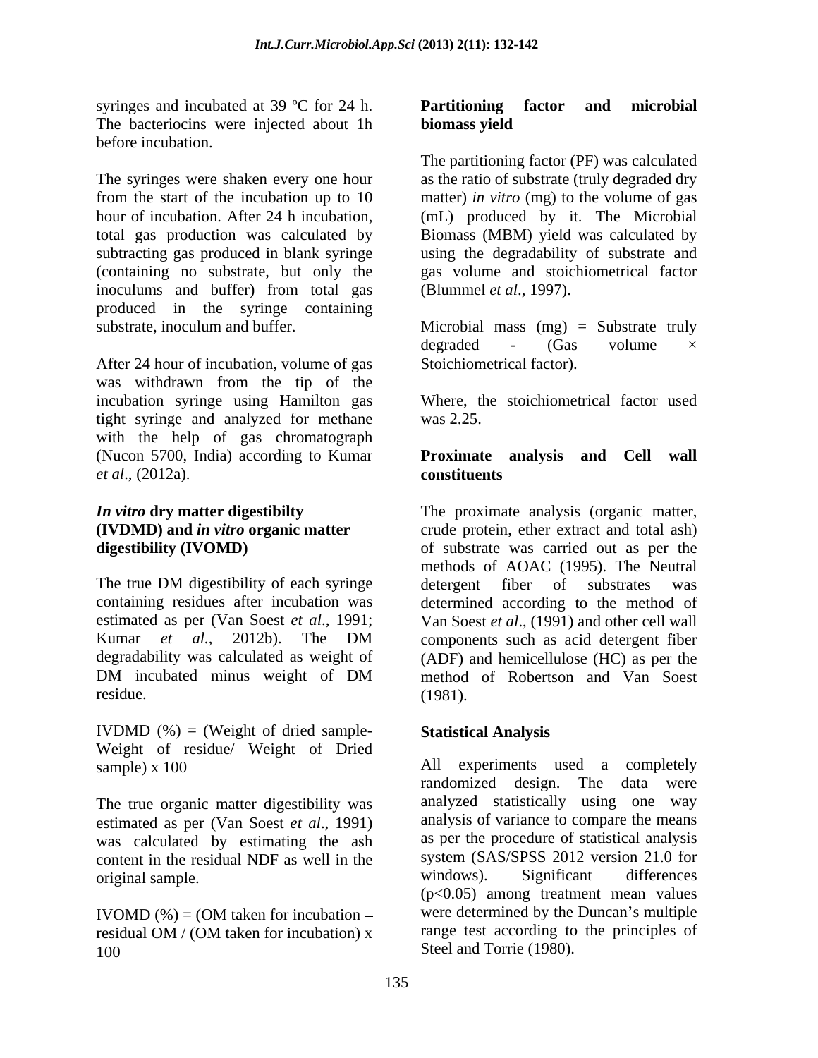syringes and incubated at 39 ºC for 24 h. The bacteriocins were injected about 1h before incubation.

The syringes were shaken every one hour from the start of the incubation up to 10 hour of incubation. After 24 h incubation, total gas production was calculated by subtracting gas produced in blank syringe (containing no substrate, but only the inoculums and buffer) from total gas produced in the syringe containing substrate, inoculum and buffer.

After 24 hour of incubation, volume of gas was withdrawn from the tip of the incubation syringe using Hamilton gas tight syringe and analyzed for methane with the help of gas chromatograph (Nucon 5700, India) according to Kumar *et al*., (2012a).

### *In vitro* dry matter digestibilty (IVDMD) and *in vitro* organic matter digestibility (IVOMD)

The true DM digestibility of each syringe containing residues after incubation was estimated as per (Van Soest *et al*., 1991; Kumar *et al.*, 2012b). The DM degradability was calculated as weight of DM incubated minus weight of DM residue.

IVDMD (%) = (Weight of dried sample- Weight of residue/ Weight of Dried sample) x 100

The true organic matter digestibility was estimated as per (Van Soest *et al*., 1991) was calculated by estimating the ash content in the residual NDF as well in the original sample.

IVOMD (%) = (OM taken for incubation – residual OM / (OM taken for incubation) x 100

### Partitioning factor and microbial biomass yield

The partitioning factor (PF) was calculated as the ratio of substrate (truly degraded dry matter) *in vitro* (mg) to the volume of gas (mL) produced by it. The Microbial Biomass (MBM) yield was calculated by using the degradability of substrate and gas volume and stoichiometrical factor (Blummel *et al*., 1997).

Microbial mass (mg) = Substrate truly degraded - (Gas volume × Stoichiometrical factor).

Where, the stoichiometrical factor used was 2.25.

### Proximate analysis and Cell wall constituents

The proximate analysis (organic matter, crude protein, ether extract and total ash) of substrate was carried out as per the methods of AOAC (1995). The Neutral detergent fiber of substrates was determined according to the method of Van Soest *et al*., (1991) and other cell wall components such as acid detergent fiber (ADF) and hemicellulose (HC) as per the method of Robertson and Van Soest (1981).

### Statistical Analysis

All experiments used a completely randomized design. The data were analyzed statistically using one way analysis of variance to compare the means as per the procedure of statistical analysis system (SAS/SPSS 2012 version 21.0 for windows). Significant differences ($p<0.05$) among treatment mean values were determined by the Duncan's multiple range test according to the principles of Steel and Torrie (1980).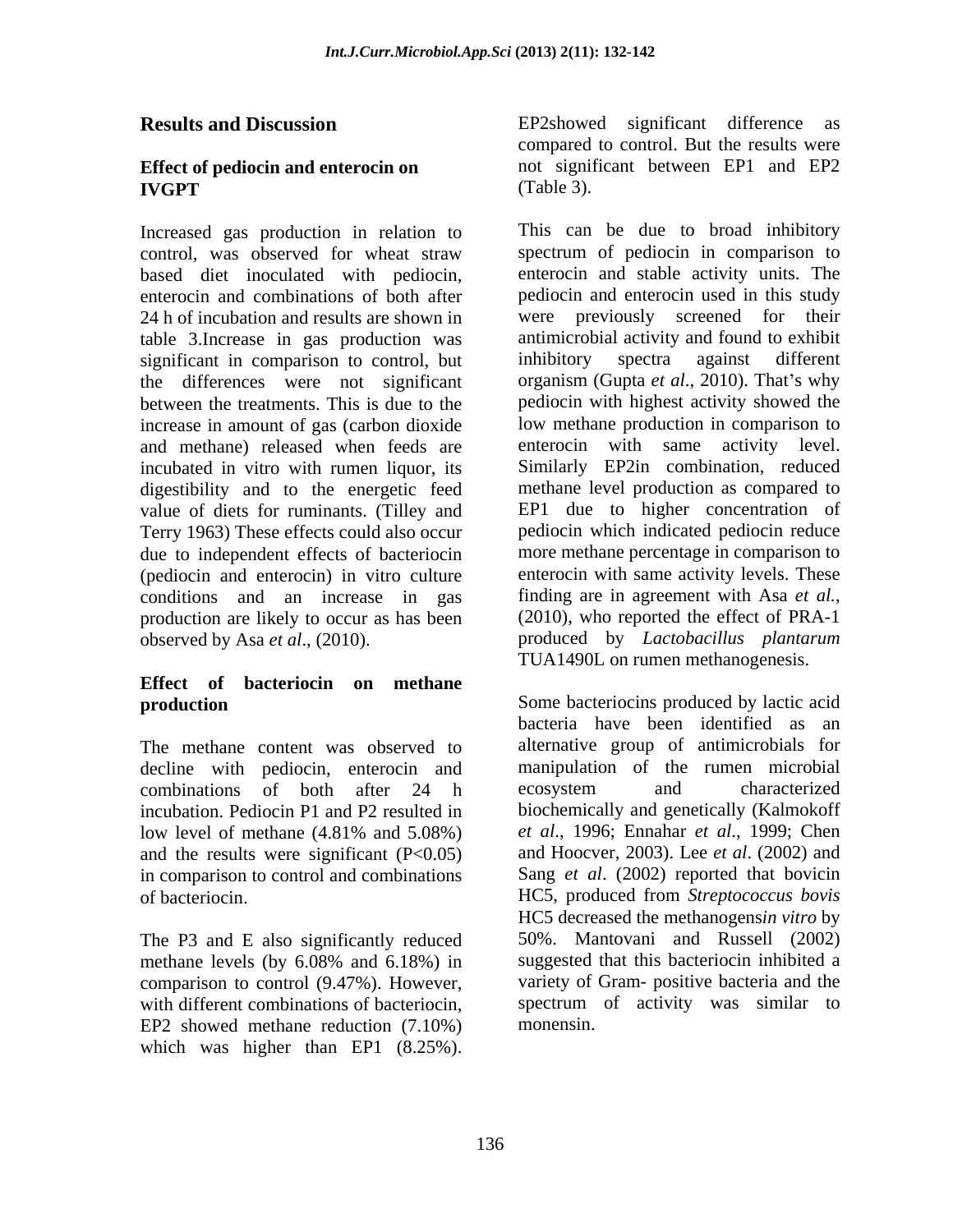## Results and Discussion

### Effect of pediocin and enterocin on IVGPT

Increased gas production in relation to control, was observed for wheat straw based diet inoculated with pediocin, enterocin and combinations of both after 24 h of incubation and results are shown in table 3.Increase in gas production was significant in comparison to control, but the differences were not significant between the treatments. This is due to the increase in amount of gas (carbon dioxide and methane) released when feeds are incubated in vitro with rumen liquor, its digestibility and to the energetic feed value of diets for ruminants. (Tilley and Terry 1963) These effects could also occur due to independent effects of bacteriocin (pediocin and enterocin) in vitro culture conditions and an increase in gas production are likely to occur as has been observed by Asa *et al*., (2010).

### Effect of bacteriocin on methane production

The methane content was observed to decline with pediocin, enterocin and combinations of both after 24 h incubation. Pediocin P1 and P2 resulted in low level of methane (4.81% and 5.08%) and the results were significant ($P<0.05$) in comparison to control and combinations of bacteriocin.

The P3 and E also significantly reduced methane levels (by 6.08% and 6.18%) in comparison to control (9.47%). However, with different combinations of bacteriocin, EP2 showed methane reduction (7.10%) which was higher than EP1 (8.25%). EP2showed significant difference as compared to control. But the results were not significant between EP1 and EP2 (Table 3).

This can be due to broad inhibitory spectrum of pediocin in comparison to enterocin and stable activity units. The pediocin and enterocin used in this study were previously screened for their antimicrobial activity and found to exhibit inhibitory spectra against different organism (Gupta *et al*., 2010). That's why pediocin with highest activity showed the low methane production in comparison to enterocin with same activity level. Similarly EP2in combination, reduced methane level production as compared to EP1 due to higher concentration of pediocin which indicated pediocin reduce more methane percentage in comparison to enterocin with same activity levels. These finding are in agreement with Asa *et al.,* (2010), who reported the effect of PRA-1 produced by *Lactobacillus plantarum* TUA1490L on rumen methanogenesis.

Some bacteriocins produced by lactic acid bacteria have been identified as an alternative group of antimicrobials for manipulation of the rumen microbial ecosystem and characterized biochemically and genetically (Kalmokoff *et al*., 1996; Ennahar *et al*., 1999; Chen and Hoocver, 2003). Lee *et al*. (2002) and Sang *et al*. (2002) reported that bovicin HC5, produced from *Streptococcus bovis* HC5 decreased the methanogens*in vitro* by 50%. Mantovani and Russell (2002) suggested that this bacteriocin inhibited a variety of Gram- positive bacteria and the spectrum of activity was similar to monensin.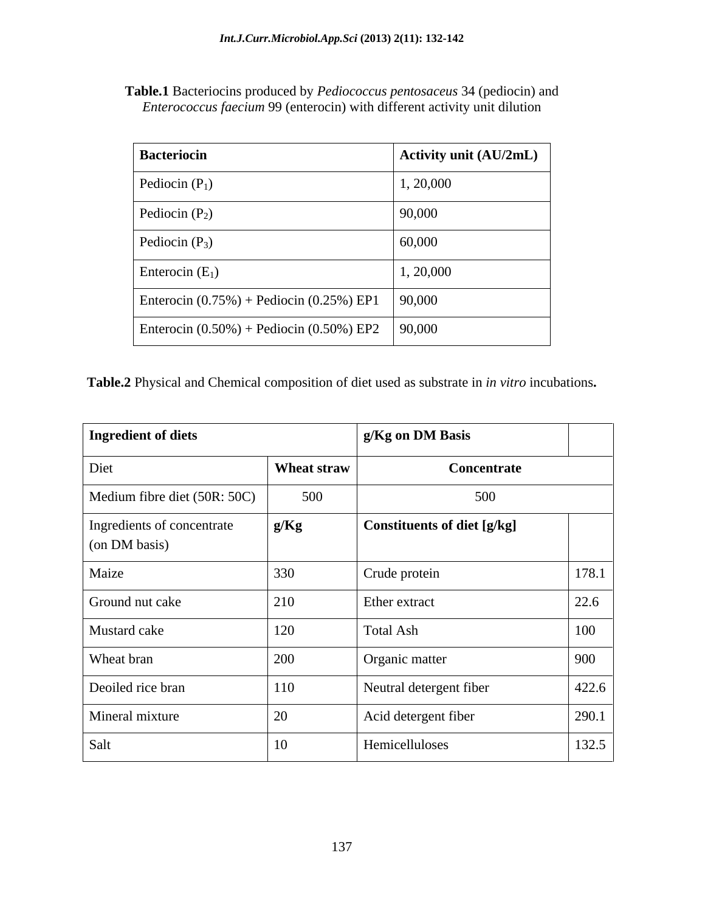**Table.1** Bacteriocins produced by *Pediococcus pentosaceus* 34 (pediocin) and *Enterococcus faecium* 99 (enterocin) with different activity unit dilution

| Bacteriocin | Activity unit (AU/2mL) |
|---|---|
| Pediocin ($P_1$) | 1, 20,000 |
| Pediocin ($P_2$) | 90,000 |
| Pediocin ($P_3$) | 60,000 |
| Enterocin ($E_1$) | 1, 20,000 |
| Enterocin (0.75%) + Pediocin (0.25%) EP1 | 90,000 |
| Enterocin (0.50%) + Pediocin (0.50%) EP2 | 90,000 |

**Table.2** Physical and Chemical composition of diet used as substrate in *in vitro* incubations**.**

| **Ingredient of diets** | | **g/Kg on DM Basis** | |
|---|---|---|---|
| Diet | **Wheat straw** | **Concentrate** | |
| Medium fibre diet (50R: 50C) | 500 | 500 | |
| Ingredients of concentrate (on DM basis) | **g/Kg** | **Constituents of diet [g/kg]** | |
| Maize | 330 | Crude protein | 178.1 |
| Ground nut cake | 210 | Ether extract | 22.6 |
| Mustard cake | 120 | Total Ash | 100 |
| Wheat bran | 200 | Organic matter | 900 |
| Deoiled rice bran | 110 | Neutral detergent fiber | 422.6 |
| Mineral mixture | 20 | Acid detergent fiber | 290.1 |
| Salt | 10 | Hemicelluloses | 132.5 |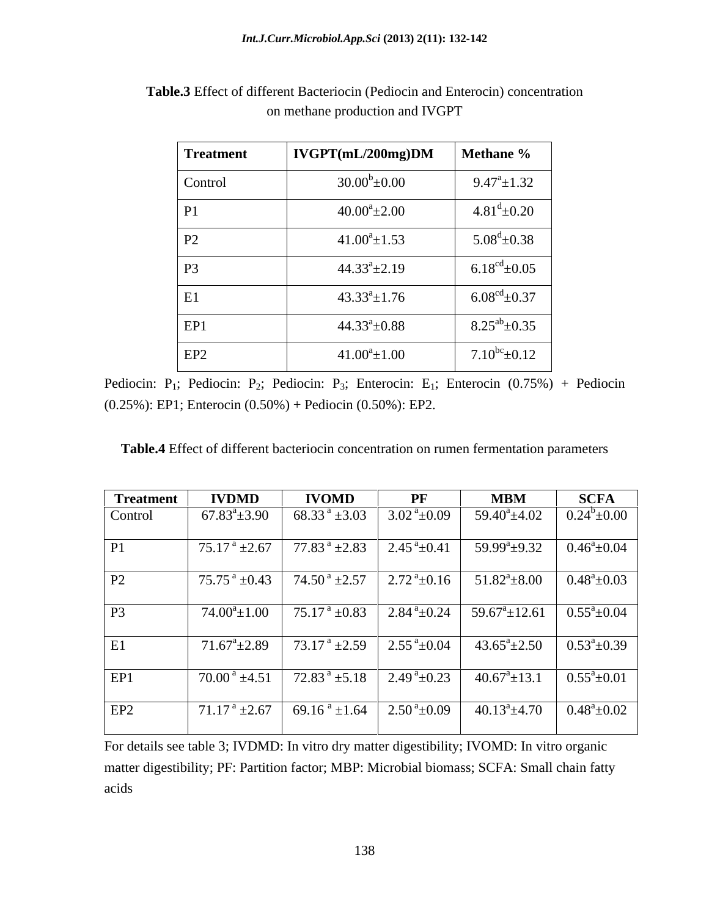**Table.3** Effect of different Bacteriocin (Pediocin and Enterocin) concentration on methane production and IVGPT

| Treatment | IVGPT(mL/200mg)DM | Methane % |
|---|---|---|
| Control | $30.00^{b}\pm0.00$ | $9.47^{a}\pm1.32$ |
| P1 | $40.00^{a}\pm2.00$ | $4.81^{d}\pm0.20$ |
| P2 | $41.00^{a}\pm1.53$ | $5.08^{d}\pm0.38$ |
| P3 | $44.33^{a}\pm2.19$ | $6.18^{cd}\pm0.05$ |
| E1 | $43.33^{a}\pm1.76$ | $6.08^{cd}\pm0.37$ |
| EP1 | $44.33^{a}\pm0.88$ | $8.25^{ab}\pm0.35$ |
| EP2 | $41.00^{a}\pm1.00$ | $7.10^{bc}\pm0.12$ |

Pediocin: $P_1$; Pediocin: $P_2$; Pediocin: $P_3$; Enterocin: $E_1$; Enterocin (0.75%) + Pediocin (0.25%): EP1; Enterocin (0.50%) + Pediocin (0.50%): EP2.

**Table.4** Effect of different bacteriocin concentration on rumen fermentation parameters

| Treatment | IVDMD | IVOMD | PF | MBM | SCFA |
|---|---|---|---|---|---|
| Control | $67.83^{a}\pm3.90$ | $68.33^{a}\pm3.03$ | $3.02^{a}\pm0.09$ | $59.40^{a}\pm4.02$ | $0.24^{b}\pm0.00$ |
| P1 | $75.17^{a}\pm2.67$ | $77.83^{a}\pm2.83$ | $2.45^{a}\pm0.41$ | $59.99^{a}\pm9.32$ | $0.46^{a}\pm0.04$ |
| P2 | $75.75^{a}\pm0.43$ | $74.50^{a}\pm2.57$ | $2.72^{a}\pm0.16$ | $51.82^{a}\pm8.00$ | $0.48^{a}\pm0.03$ |
| P3 | $74.00^{a}\pm1.00$ | $75.17^{a}\pm0.83$ | $2.84^{a}\pm0.24$ | $59.67^{a}\pm12.61$ | $0.55^{a}\pm0.04$ |
| E1 | $71.67^{a}\pm2.89$ | $73.17^{a}\pm2.59$ | $2.55^{a}\pm0.04$ | $43.65^{a}\pm2.50$ | $0.53^{a}\pm0.39$ |
| EP1 | $70.00^{a}\pm4.51$ | $72.83^{a}\pm5.18$ | $2.49^{a}\pm0.23$ | $40.67^{a}\pm13.1$ | $0.55^{a}\pm0.01$ |
| EP2 | $71.17^{a}\pm2.67$ | $69.16^{a}\pm1.64$ | $2.50^{a}\pm0.09$ | $40.13^{a}\pm4.70$ | $0.48^{a}\pm0.02$ |

For details see table 3; IVDMD: In vitro dry matter digestibility; IVOMD: In vitro organic matter digestibility; PF: Partition factor; MBP: Microbial biomass; SCFA: Small chain fatty acids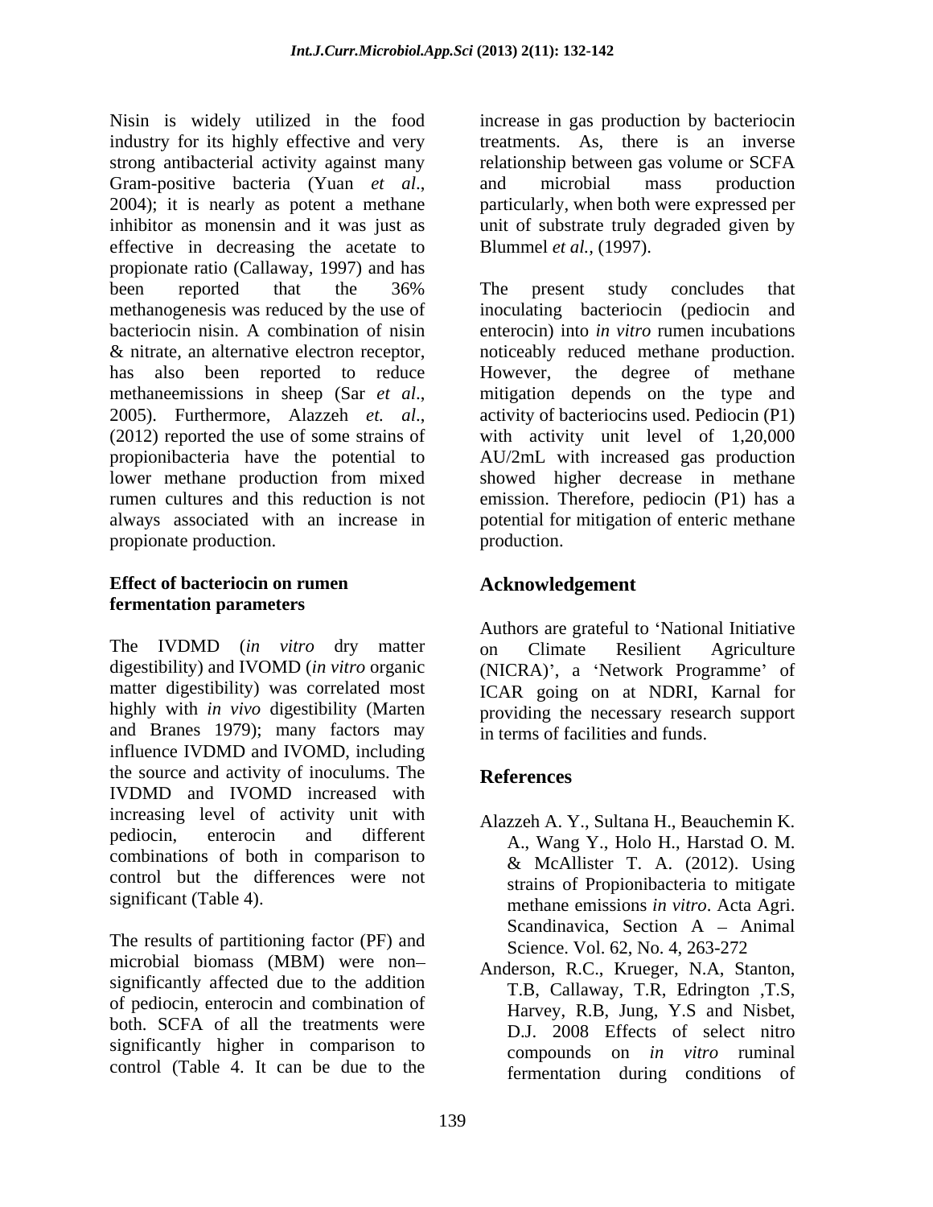Nisin is widely utilized in the food industry for its highly effective and very strong antibacterial activity against many Gram-positive bacteria (Yuan *et al*., 2004); it is nearly as potent a methane inhibitor as monensin and it was just as effective in decreasing the acetate to propionate ratio (Callaway, 1997) and has been reported that the 36% methanogenesis was reduced by the use of bacteriocin nisin. A combination of nisin & nitrate, an alternative electron receptor, has also been reported to reduce methaneemissions in sheep (Sar *et al*., 2005). Furthermore, Alazzeh *et. al*., (2012) reported the use of some strains of propionibacteria have the potential to lower methane production from mixed rumen cultures and this reduction is not always associated with an increase in propionate production.

## Effect of bacteriocin on rumen fermentation parameters

The IVDMD (*in vitro* dry matter digestibility) and IVOMD (*in vitro* organic matter digestibility) was correlated most highly with *in vivo* digestibility (Marten and Branes 1979); many factors may influence IVDMD and IVOMD, including the source and activity of inoculums. The IVDMD and IVOMD increased with increasing level of activity unit with pediocin, enterocin and different combinations of both in comparison to control but the differences were not significant (Table 4).

The results of partitioning factor (PF) and microbial biomass (MBM) were non–significantly affected due to the addition of pediocin, enterocin and combination of both. SCFA of all the treatments were significantly higher in comparison to control (Table 4. It can be due to the increase in gas production by bacteriocin treatments. As, there is an inverse relationship between gas volume or SCFA and microbial mass production particularly, when both were expressed per unit of substrate truly degraded given by Blummel *et al.,* (1997).

The present study concludes that inoculating bacteriocin (pediocin and enterocin) into *in vitro* rumen incubations noticeably reduced methane production. However, the degree of methane mitigation depends on the type and activity of bacteriocins used. Pediocin (P1) with activity unit level of 1,20,000 AU/2mL with increased gas production showed higher decrease in methane emission. Therefore, pediocin (P1) has a potential for mitigation of enteric methane production.

## Acknowledgement

Authors are grateful to 'National Initiative on Climate Resilient Agriculture (NICRA)', a 'Network Programme' of ICAR going on at NDRI, Karnal for providing the necessary research support in terms of facilities and funds.

## References

Alazzeh A. Y., Sultana H., Beauchemin K. A., Wang Y., Holo H., Harstad O. M. & McAllister T. A. (2012). Using strains of Propionibacteria to mitigate methane emissions *in vitro*. Acta Agri. Scandinavica, Section A – Animal Science. Vol. 62, No. 4, 263-272

Anderson, R.C., Krueger, N.A, Stanton, T.B, Callaway, T.R, Edrington ,T.S, Harvey, R.B, Jung, Y.S and Nisbet, D.J. 2008 Effects of select nitro compounds on *in vitro* ruminal fermentation during conditions of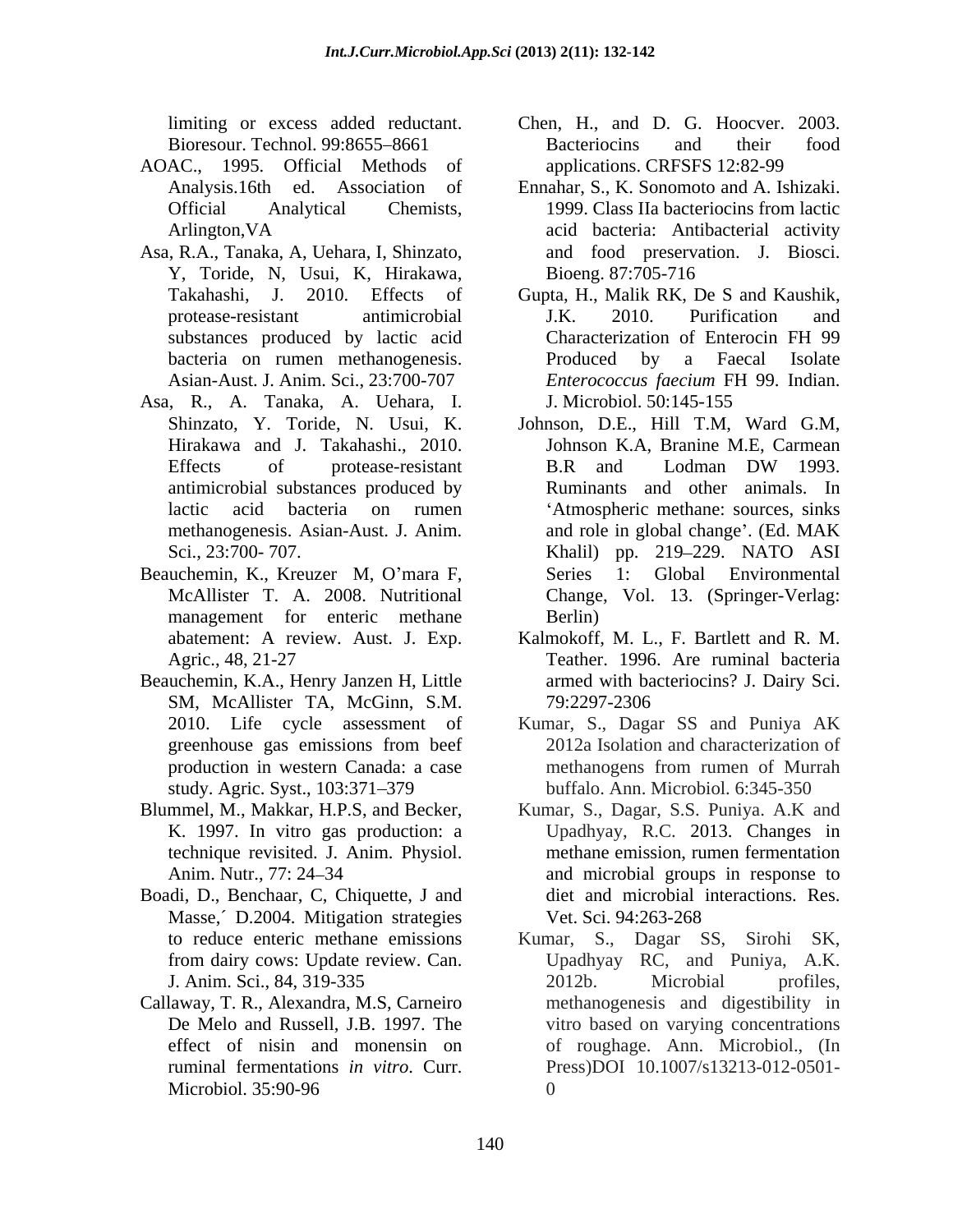limiting or excess added reductant. Bioresour. Technol. 99:8655–8661

AOAC., 1995. Official Methods of Analysis.16th ed. Association of Official Analytical Chemists, Arlington,VA

Asa, R.A., Tanaka, A, Uehara, I, Shinzato, Y, Toride, N, Usui, K, Hirakawa, Takahashi, J. 2010. Effects of protease-resistant antimicrobial substances produced by lactic acid bacteria on rumen methanogenesis. Asian-Aust. J. Anim. Sci., 23:700-707

Asa, R., A. Tanaka, A. Uehara, I. Shinzato, Y. Toride, N. Usui, K. Hirakawa and J. Takahashi., 2010. Effects of protease-resistant antimicrobial substances produced by lactic acid bacteria on rumen methanogenesis. Asian-Aust. J. Anim. Sci., 23:700- 707.

Beauchemin, K., Kreuzer M, O'mara F, McAllister T. A. 2008. Nutritional management for enteric methane abatement: A review. Aust. J. Exp. Agric., 48, 21-27

Beauchemin, K.A., Henry Janzen H, Little SM, McAllister TA, McGinn, S.M. 2010. Life cycle assessment of greenhouse gas emissions from beef production in western Canada: a case study. Agric. Syst., 103:371–379

Blummel, M., Makkar, H.P.S, and Becker, K. 1997. In vitro gas production: a technique revisited. J. Anim. Physiol. Anim. Nutr., 77: 24–34

Boadi, D., Benchaar, C, Chiquette, J and Masse,´ D.2004. Mitigation strategies to reduce enteric methane emissions from dairy cows: Update review. Can. J. Anim. Sci., 84, 319-335

Callaway, T. R., Alexandra, M.S, Carneiro De Melo and Russell, J.B. 1997. The effect of nisin and monensin on ruminal fermentations *in vitro*. Curr. Microbiol. 35:90-96

Chen, H., and D. G. Hoocver. 2003. Bacteriocins and their food applications. CRFSFS 12:82-99

Ennahar, S., K. Sonomoto and A. Ishizaki. 1999. Class IIa bacteriocins from lactic acid bacteria: Antibacterial activity and food preservation. J. Biosci. Bioeng. 87:705-716

Gupta, H., Malik RK, De S and Kaushik, J.K. 2010. Purification and Characterization of Enterocin FH 99 Produced by a Faecal Isolate *Enterococcus faecium* FH 99. Indian. J. Microbiol. 50:145-155

Johnson, D.E., Hill T.M, Ward G.M, Johnson K.A, Branine M.E, Carmean B.R and Lodman DW 1993. Ruminants and other animals. In 'Atmospheric methane: sources, sinks and role in global change'. (Ed. MAK Khalil) pp. 219–229. NATO ASI Series 1: Global Environmental Change, Vol. 13. (Springer-Verlag: Berlin)

Kalmokoff, M. L., F. Bartlett and R. M. Teather. 1996. Are ruminal bacteria armed with bacteriocins? J. Dairy Sci. 79:2297-2306

Kumar, S., Dagar SS and Puniya AK 2012a Isolation and characterization of methanogens from rumen of Murrah buffalo. Ann. Microbiol. 6:345-350

Kumar, S., Dagar, S.S. Puniya. A.K and Upadhyay, R.C. 2013. Changes in methane emission, rumen fermentation and microbial groups in response to diet and microbial interactions. Res. Vet. Sci. 94:263-268

Kumar, S., Dagar SS, Sirohi SK, Upadhyay RC, and Puniya, A.K. 2012b. Microbial profiles, methanogenesis and digestibility in vitro based on varying concentrations of roughage. Ann. Microbiol., (In Press)DOI 10.1007/s13213-012-0501-0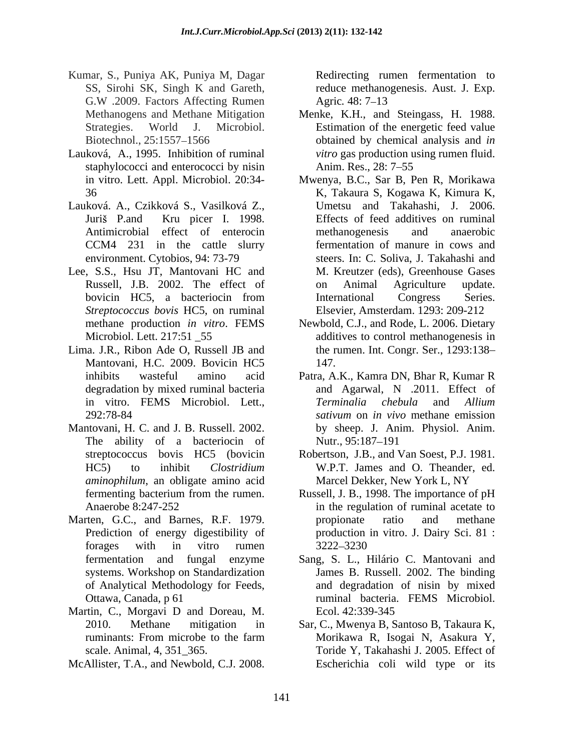Kumar, S., Puniya AK, Puniya M, Dagar SS, Sirohi SK, Singh K and Gareth, G.W .2009. Factors Affecting Rumen Methanogens and Methane Mitigation Strategies. World J. Microbiol. Biotechnol., 25:1557–1566

Lauková, A., 1995. Inhibition of ruminal staphylococci and enterococci by nisin in vitro. Lett. Appl. Microbiol. 20:34-36

Lauková. A., Czikková S., Vasilková Z., Juriš P.and Kru picer I. 1998. Antimicrobial effect of enterocin CCM4 231 in the cattle slurry environment. Cytobios, 94: 73-79

Lee, S.S., Hsu JT, Mantovani HC and Russell, J.B. 2002. The effect of bovicin HC5, a bacteriocin from *Streptococcus bovis* HC5, on ruminal methane production *in vitro*. FEMS Microbiol. Lett. 217:51 _55

Lima. J.R., Ribon Ade O, Russell JB and Mantovani, H.C. 2009. Bovicin HC5 inhibits wasteful amino acid degradation by mixed ruminal bacteria in vitro. FEMS Microbiol. Lett., 292:78-84

Mantovani, H. C. and J. B. Russell. 2002. The ability of a bacteriocin of streptococcus bovis HC5 (bovicin HC5) to inhibit *Clostridium aminophilum*, an obligate amino acid fermenting bacterium from the rumen. Anaerobe 8:247-252

Marten, G.C., and Barnes, R.F. 1979. Prediction of energy digestibility of forages with in vitro rumen fermentation and fungal enzyme systems. Workshop on Standardization of Analytical Methodology for Feeds, Ottawa, Canada, p 61

Martin, C., Morgavi D and Doreau, M. 2010. Methane mitigation in ruminants: From microbe to the farm scale. Animal, 4, 351_365.

McAllister, T.A., and Newbold, C.J. 2008. Redirecting rumen fermentation to reduce methanogenesis. Aust. J. Exp. Agric*.* 48: 7–13

Menke, K.H., and Steingass, H. 1988. Estimation of the energetic feed value obtained by chemical analysis and *in vitro* gas production using rumen fluid. Anim. Res., 28: 7–55

Mwenya, B.C., Sar B, Pen R, Morikawa K, Takaura S, Kogawa K, Kimura K, Umetsu and Takahashi, J. 2006. Effects of feed additives on ruminal methanogenesis and anaerobic fermentation of manure in cows and steers. In: C. Soliva, J. Takahashi and M. Kreutzer (eds), Greenhouse Gases on Animal Agriculture update. International Congress Series. Elsevier, Amsterdam. 1293: 209-212

Newbold, C.J., and Rode, L. 2006. Dietary additives to control methanogenesis in the rumen. Int. Congr. Ser., 1293:138–147.

Patra, A.K., Kamra DN, Bhar R, Kumar R and Agarwal, N .2011. Effect of *Terminalia chebula* and *Allium sativum* on *in vivo* methane emission by sheep. J. Anim. Physiol. Anim. Nutr., 95:187–191

Robertson, J.B., and Van Soest, P.J. 1981. W.P.T. James and O. Theander, ed. Marcel Dekker, New York L, NY

Russell, J. B., 1998. The importance of pH in the regulation of ruminal acetate to propionate ratio and methane production in vitro. J. Dairy Sci. 81 : 3222–3230

Sang, S. L., Hilário C. Mantovani and James B. Russell. 2002. The binding and degradation of nisin by mixed ruminal bacteria. FEMS Microbiol. Ecol. 42:339-345

Sar, C., Mwenya B, Santoso B, Takaura K, Morikawa R, Isogai N, Asakura Y, Toride Y, Takahashi J. 2005. Effect of Escherichia coli wild type or its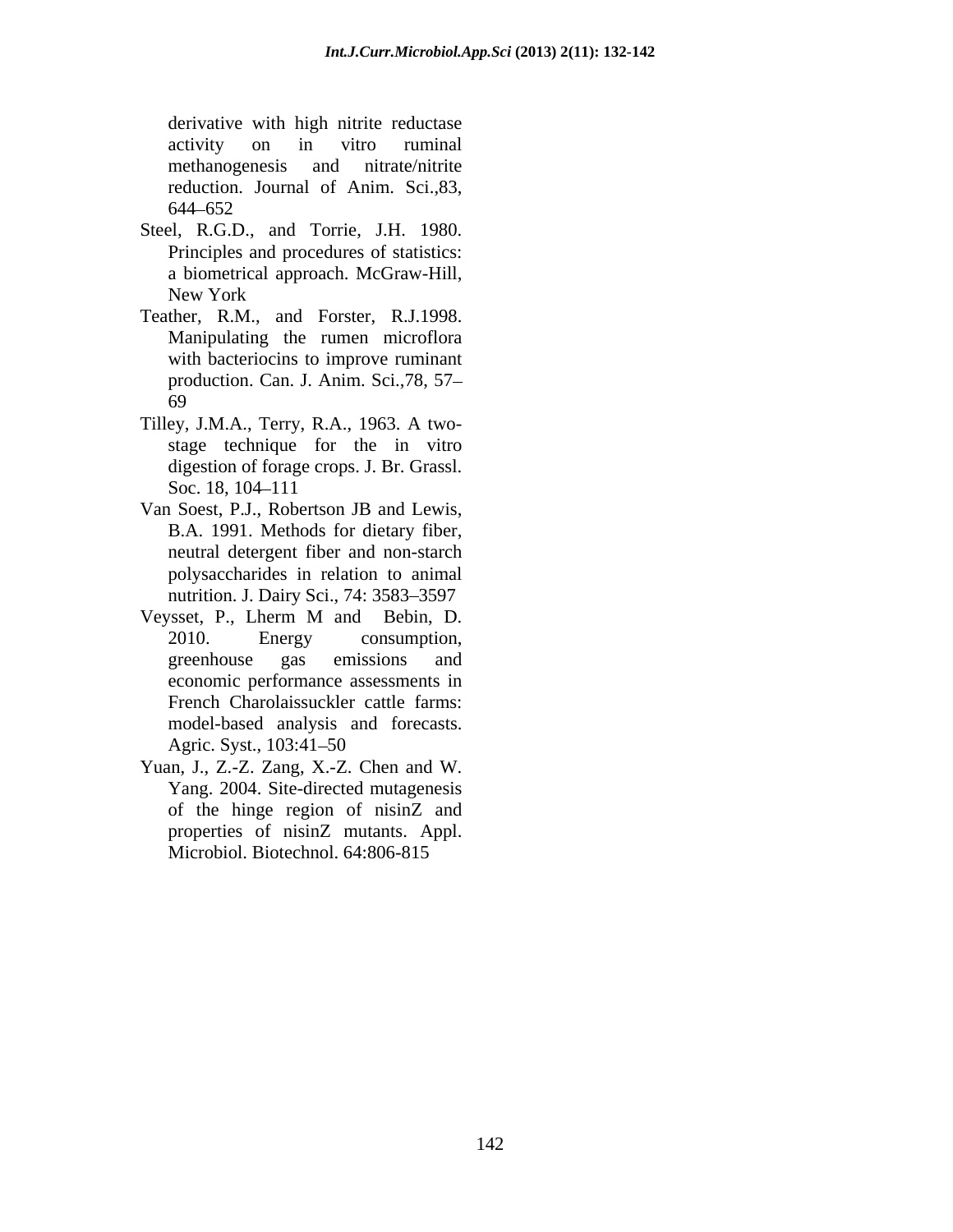derivative with high nitrite reductase activity on in vitro ruminal methanogenesis and nitrate/nitrite reduction. Journal of Anim. Sci.,83, 644–652

Steel, R.G.D., and Torrie, J.H. 1980. Principles and procedures of statistics: a biometrical approach. McGraw-Hill, New York

Teather, R.M., and Forster, R.J.1998. Manipulating the rumen microflora with bacteriocins to improve ruminant production. Can. J. Anim. Sci.,78, 57–69

Tilley, J.M.A., Terry, R.A., 1963. A two-stage technique for the in vitro digestion of forage crops. J. Br. Grassl. Soc. 18, 104–111

Van Soest, P.J., Robertson JB and Lewis, B.A. 1991. Methods for dietary fiber, neutral detergent fiber and non-starch polysaccharides in relation to animal nutrition. J. Dairy Sci., 74: 3583–3597

Veysset, P., Lherm M and Bebin, D. 2010. Energy consumption, greenhouse gas emissions and economic performance assessments in French Charolaissuckler cattle farms: model-based analysis and forecasts. Agric. Syst., 103:41–50

Yuan, J., Z.-Z. Zang, X.-Z. Chen and W. Yang. 2004. Site-directed mutagenesis of the hinge region of nisinZ and properties of nisinZ mutants. Appl. Microbiol. Biotechnol. 64:806-815